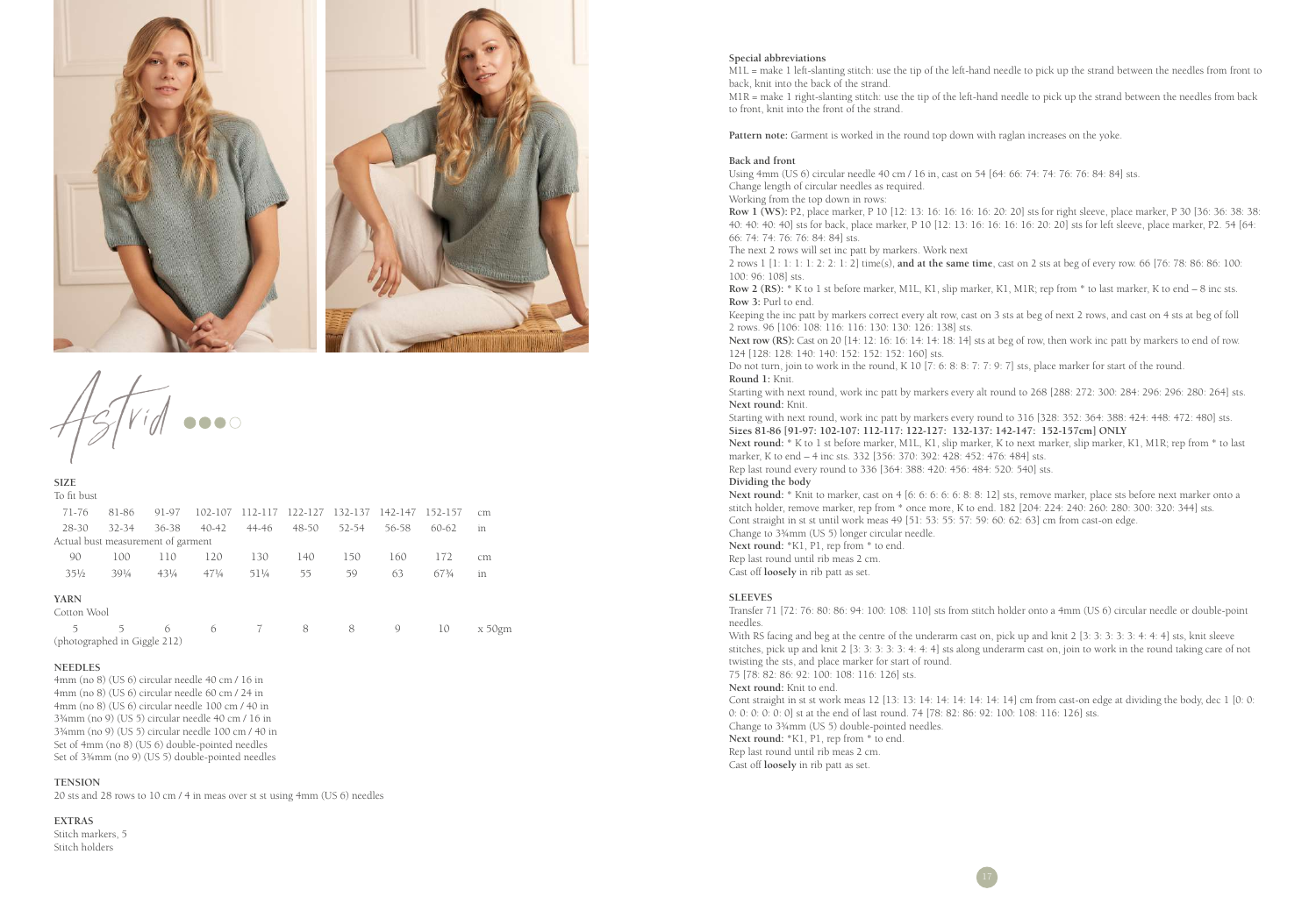# Astrid

## SIZE

To fit bust

| 71-76 | 81-86 | 91-97 | 102-107 | 112-117 | 122-127 | 132-137 | 142-147 | 152-157 | cm |
|---|---|---|---|---|---|---|---|---|---|
| 28-30 | 32-34 | 36-38 | 40-42 | 44-46 | 48-50 | 52-54 | 56-58 | 60-62 | in |
| Actual bust measurement of garment | | | | | | | | | |
| 90 | 100 | 110 | 120 | 130 | 140 | 150 | 160 | 172 | cm |
| 35½ | 39¼ | 43¼ | 47¼ | 51¼ | 55 | 59 | 63 | 67¾ | in |

## YARN

Cotton Wool

| 5 | 5 | 6 | 6 | 7 | 8 | 8 | 9 | 10 | x 50gm |
|---|---|---|---|---|---|---|---|---|---|

(photographed in Giggle 212)

## NEEDLES

4mm (no 8) (US 6) circular needle 40 cm / 16 in
4mm (no 8) (US 6) circular needle 60 cm / 24 in
4mm (no 8) (US 6) circular needle 100 cm / 40 in
3¾mm (no 9) (US 5) circular needle 40 cm / 16 in
3¾mm (no 9) (US 5) circular needle 100 cm / 40 in
Set of 4mm (no 8) (US 6) double-pointed needles
Set of 3¾mm (no 9) (US 5) double-pointed needles

## TENSION

20 sts and 28 rows to 10 cm / 4 in meas over st st using 4mm (US 6) needles

## EXTRAS

Stitch markers, 5
Stitch holders

## Special abbreviations

M1L = make 1 left-slanting stitch: use the tip of the left-hand needle to pick up the strand between the needles from front to back, knit into the back of the strand.
M1R = make 1 right-slanting stitch: use the tip of the left-hand needle to pick up the strand between the needles from back to front, knit into the front of the strand.

**Pattern note:** Garment is worked in the round top down with raglan increases on the yoke.

## Back and front

Using 4mm (US 6) circular needle 40 cm / 16 in, cast on 54 [64: 66: 74: 74: 76: 76: 84: 84] sts.
Change length of circular needles as required.
Working from the top down in rows:
**Row 1 (WS):** P2, place marker, P 10 [12: 13: 16: 16: 16: 16: 20: 20] sts for right sleeve, place marker, P 30 [36: 36: 38: 38: 40: 40: 40: 40] sts for back, place marker, P 10 [12: 13: 16: 16: 16: 16: 20: 20] sts for left sleeve, place marker, P2. 54 [64: 66: 74: 74: 76: 76: 84: 84] sts.
The next 2 rows will set inc patt by markers. Work next
2 rows 1 [1: 1: 1: 1: 2: 2: 1: 2] time(s), **and at the same time**, cast on 2 sts at beg of every row. 66 [76: 78: 86: 86: 100: 100: 96: 108] sts.
**Row 2 (RS):** * K to 1 st before marker, M1L, K1, slip marker, K1, M1R; rep from * to last marker, K to end – 8 inc sts.
**Row 3:** Purl to end.
Keeping the inc patt by markers correct every alt row, cast on 3 sts at beg of next 2 rows, and cast on 4 sts at beg of foll 2 rows. 96 [106: 108: 116: 116: 130: 130: 126: 138] sts.
**Next row (RS):** Cast on 20 [14: 12: 16: 16: 14: 18: 14] sts at beg of row, then work inc patt by markers to end of row. 124 [128: 128: 140: 140: 152: 152: 152: 160] sts.
Do not turn, join to work in the round, K 10 [7: 6: 8: 8: 7: 7: 9: 7] sts, place marker for start of the round.
**Round 1:** Knit.
Starting with next round, work inc patt by markers every alt round to 268 [288: 272: 300: 284: 296: 296: 280: 264] sts.
**Next round:** Knit.
Starting with next round, work inc patt by markers every round to 316 [328: 352: 364: 388: 424: 448: 472: 480] sts.
**Sizes 81-86 [91-97: 102-107: 112-117: 122-127: 132-137: 142-147: 152-157cm] ONLY**
**Next round:** * K to 1 st before marker, M1L, K1, slip marker, K to next marker, slip marker, K1, M1R; rep from * to last marker, K to end – 4 inc sts. 332 [356: 370: 392: 428: 452: 476: 484] sts.
Rep last round every round to 336 [364: 388: 420: 456: 484: 520: 540] sts.

**Dividing the body**

**Next round:** * Knit to marker, cast on 4 [6: 6: 6: 6: 6: 8: 8: 12] sts, remove marker, place sts before next marker onto a stitch holder, remove marker, rep from * once more, K to end. 182 [204: 224: 240: 260: 280: 300: 320: 344] sts.
Cont straight in st st until work meas 49 [51: 53: 55: 57: 59: 60: 62: 63] cm from cast-on edge.
Change to 3¾mm (US 5) longer circular needle.
**Next round:** *K1, P1, rep from * to end.
Rep last round until rib meas 2 cm.
Cast off **loosely** in rib patt as set.

## SLEEVES

Transfer 71 [72: 76: 80: 86: 94: 100: 108: 110] sts from stitch holder onto a 4mm (US 6) circular needle or double-point needles.
With RS facing and beg at the centre of the underarm cast on, pick up and knit 2 [3: 3: 3: 3: 3: 4: 4: 4] sts, knit sleeve stitches, pick up and knit 2 [3: 3: 3: 3: 4: 4: 4: 4] sts along underarm cast on, join to work in the round taking care of not twisting the sts, and place marker for start of round.
75 [78: 82: 86: 92: 100: 108: 116: 126] sts.
**Next round:** Knit to end.
Cont straight in st st work meas 12 [13: 13: 14: 14: 14: 14: 14: 14] cm from cast-on edge at dividing the body, dec 1 [0: 0: 0: 0: 0: 0: 0: 0] st at the end of last round. 74 [78: 82: 86: 92: 100: 108: 116: 126] sts.
Change to 3¾mm (US 5) double-pointed needles.
**Next round:** *K1, P1, rep from * to end.
Rep last round until rib meas 2 cm.
Cast off **loosely** in rib patt as set.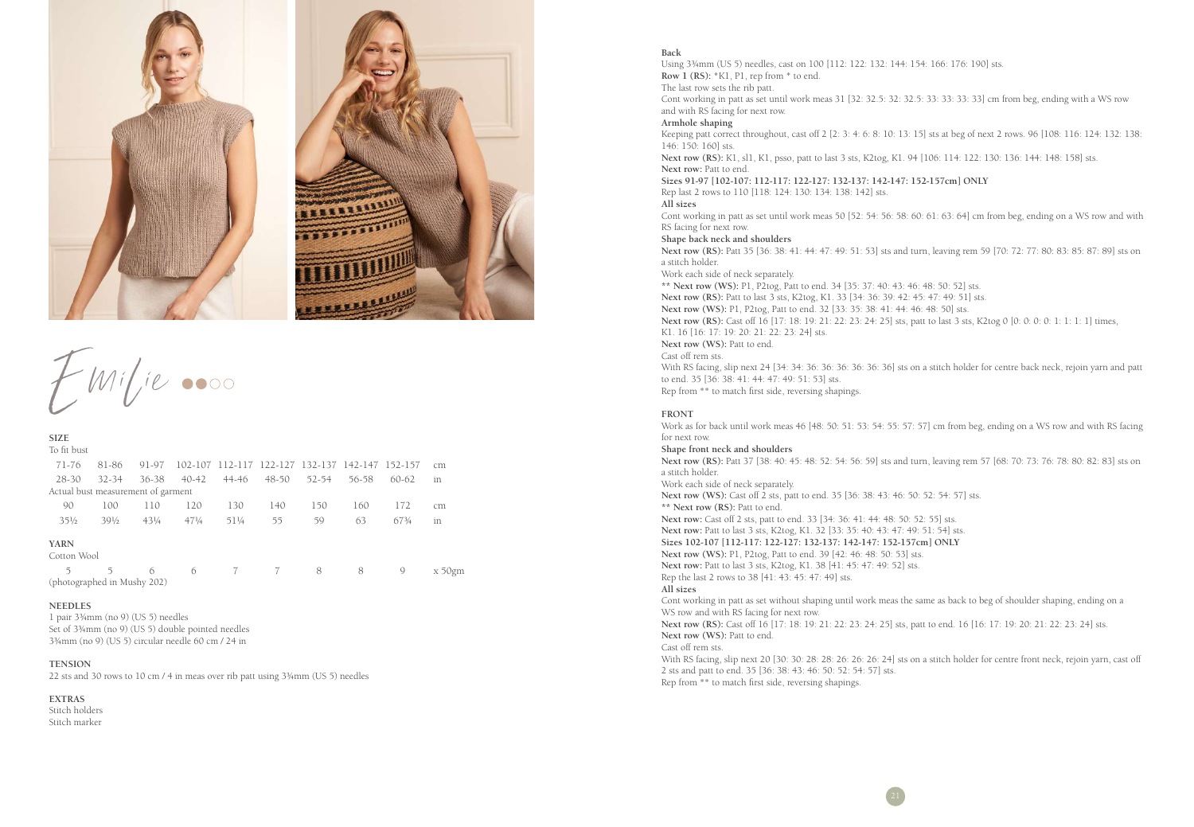# Emilie

## SIZE

To fit bust

| 71-76 | 81-86 | 91-97 | 102-107 | 112-117 | 122-127 | 132-137 | 142-147 | 152-157 | cm |
|---|---|---|---|---|---|---|---|---|---|
| 28-30 | 32-34 | 36-38 | 40-42 | 44-46 | 48-50 | 52-54 | 56-58 | 60-62 | in |
| Actual bust measurement of garment | | | | | | | | | |
| 90 | 100 | 110 | 120 | 130 | 140 | 150 | 160 | 172 | cm |
| 35½ | 39½ | 43¼ | 47¼ | 51¼ | 55 | 59 | 63 | 67¾ | in |

## YARN

Cotton Wool

| 5 | 5 | 6 | 6 | 7 | 7 | 8 | 8 | 9 | x 50gm |
|---|---|---|---|---|---|---|---|---|---|

(photographed in Mushy 202)

## NEEDLES

1 pair 3¾mm (no 9) (US 5) needles
Set of 3¾mm (no 9) (US 5) double pointed needles
3¾mm (no 9) (US 5) circular needle 60 cm / 24 in

## TENSION

22 sts and 30 rows to 10 cm / 4 in meas over rib patt using 3¾mm (US 5) needles

## EXTRAS

Stitch holders
Stitch marker

## Back

Using 3¾mm (US 5) needles, cast on 100 [112: 122: 132: 144: 154: 166: 176: 190] sts.
**Row 1 (RS):** *K1, P1, rep from * to end.
The last row sets the rib patt.
Cont working in patt as set until work meas 31 [32: 32.5: 32: 32.5: 33: 33: 33: 33] cm from beg, ending with a WS row and with RS facing for next row.

### Armhole shaping

Keeping patt correct throughout, cast off 2 [2: 3: 4: 6: 8: 10: 13: 15] sts at beg of next 2 rows. 96 [108: 116: 124: 132: 138: 146: 150: 160] sts.
**Next row (RS):** K1, sl1, K1, psso, patt to last 3 sts, K2tog, K1. 94 [106: 114: 122: 130: 136: 144: 148: 158] sts.
**Next row:** Patt to end.
**Sizes 91-97 [102-107: 112-117: 122-127: 132-137: 142-147: 152-157cm] ONLY**
Rep last 2 rows to 110 [118: 124: 130: 134: 138: 142] sts.
**All sizes**
Cont working in patt as set until work meas 50 [52: 54: 56: 58: 60: 61: 63: 64] cm from beg, ending on a WS row and with RS facing for next row.

### Shape back neck and shoulders

**Next row (RS):** Patt 35 [36: 38: 41: 44: 47: 49: 51: 53] sts and turn, leaving rem 59 [70: 72: 77: 80: 83: 85: 87: 89] sts on a stitch holder.
Work each side of neck separately.
** **Next row (WS):** P1, P2tog, Patt to end. 34 [35: 37: 40: 43: 46: 48: 50: 52] sts.
**Next row (RS):** Patt to last 3 sts, K2tog, K1. 33 [34: 36: 39: 42: 45: 47: 49: 51] sts.
**Next row (WS):** P1, P2tog, Patt to end. 32 [33: 35: 38: 41: 44: 46: 48: 50] sts.
**Next row (RS):** Cast off 16 [17: 18: 19: 21: 22: 23: 24: 25] sts, patt to last 3 sts, K2tog 0 [0: 0: 0: 0: 1: 1: 1: 1] times, K1. 16 [16: 17: 19: 20: 21: 22: 23: 24] sts.
**Next row (WS):** Patt to end.
Cast off rem sts.
With RS facing, slip next 24 [34: 34: 36: 36: 36: 36: 36: 36] sts on a stitch holder for centre back neck, rejoin yarn and patt to end. 35 [36: 38: 41: 44: 47: 49: 51: 53] sts.
Rep from ** to match first side, reversing shapings.

## FRONT

Work as for back until work meas 46 [48: 50: 51: 53: 54: 55: 57: 57] cm from beg, ending on a WS row and with RS facing for next row.

### Shape front neck and shoulders

**Next row (RS):** Patt 37 [38: 40: 45: 48: 52: 54: 56: 59] sts and turn, leaving rem 57 [68: 70: 73: 76: 78: 80: 82: 83] sts on a stitch holder.
Work each side of neck separately.
**Next row (WS):** Cast off 2 sts, patt to end. 35 [36: 38: 43: 46: 50: 52: 54: 57] sts.
** **Next row (RS):** Patt to end.
**Next row:** Cast off 2 sts, patt to end. 33 [34: 36: 41: 44: 48: 50: 52: 55] sts.
**Next row:** Patt to last 3 sts, K2tog, K1. 32 [33: 35: 40: 43: 47: 49: 51: 54] sts.
**Sizes 102-107 [112-117: 122-127: 132-137: 142-147: 152-157cm] ONLY**
**Next row (WS):** P1, P2tog, Patt to end. 39 [42: 46: 48: 50: 53] sts.
**Next row:** Patt to last 3 sts, K2tog, K1. 38 [41: 45: 47: 49: 52] sts.
Rep the last 2 rows to 38 [41: 43: 45: 47: 49] sts.
**All sizes**
Cont working in patt as set without shaping until work meas the same as back to beg of shoulder shaping, ending on a WS row and with RS facing for next row.
**Next row (RS):** Cast off 16 [17: 18: 19: 21: 22: 23: 24: 25] sts, patt to end. 16 [16: 17: 19: 20: 21: 22: 23: 24] sts.
**Next row (WS):** Patt to end.
Cast off rem sts.
With RS facing, slip next 20 [30: 30: 28: 28: 26: 26: 26: 24] sts on a stitch holder for centre front neck, rejoin yarn, cast off 2 sts and patt to end. 35 [36: 38: 43: 46: 50: 52: 54: 57] sts.
Rep from ** to match first side, reversing shapings.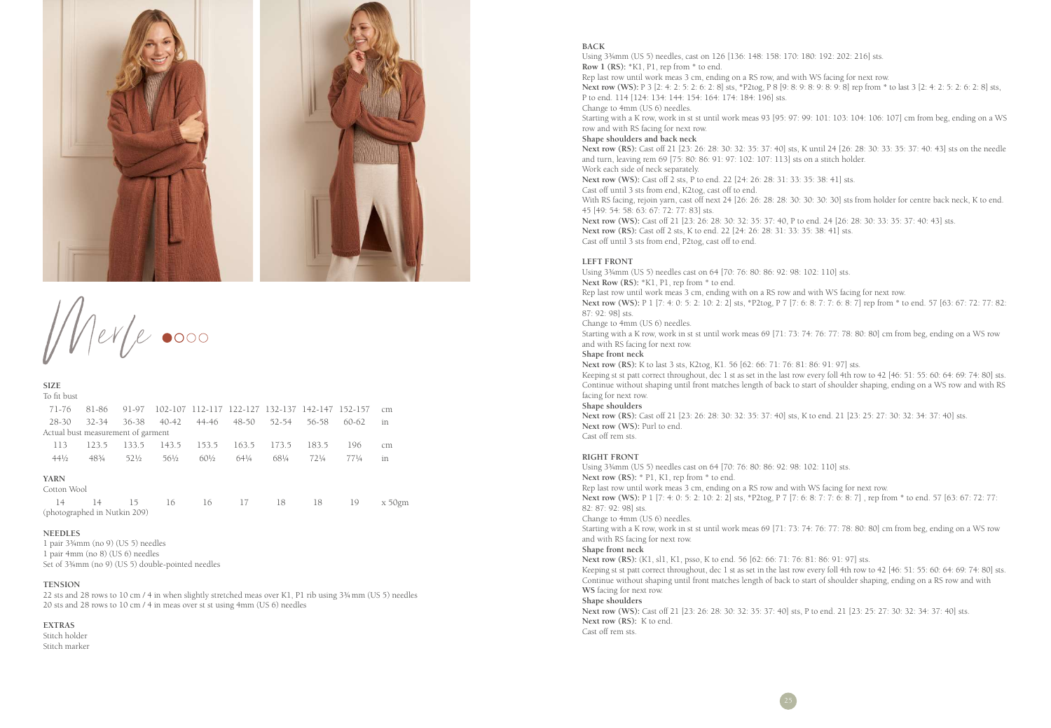# Merle

## SIZE

To fit bust

| 71-76 | 81-86 | 91-97 | 102-107 | 112-117 | 122-127 | 132-137 | 142-147 | 152-157 | cm |
|---|---|---|---|---|---|---|---|---|---|
| 28-30 | 32-34 | 36-38 | 40-42 | 44-46 | 48-50 | 52-54 | 56-58 | 60-62 | in |

Actual bust measurement of garment

| 113 | 123.5 | 133.5 | 143.5 | 153.5 | 163.5 | 173.5 | 183.5 | 196 | cm |
|---|---|---|---|---|---|---|---|---|---|
| 44½ | 48¾ | 52½ | 56½ | 60½ | 64¼ | 68¼ | 72¼ | 77¼ | in |

## YARN

Cotton Wool

| 14 | 14 | 15 | 16 | 16 | 17 | 18 | 18 | 19 | x 50gm |
|---|---|---|---|---|---|---|---|---|---|

(photographed in Nutkin 209)

## NEEDLES

1 pair 3¾mm (no 9) (US 5) needles
1 pair 4mm (no 8) (US 6) needles
Set of 3¾mm (no 9) (US 5) double-pointed needles

## TENSION

22 sts and 28 rows to 10 cm / 4 in when slightly stretched meas over K1, P1 rib using 3¾ mm (US 5) needles
20 sts and 28 rows to 10 cm / 4 in meas over st st using 4mm (US 6) needles

## EXTRAS

Stitch holder
Stitch marker

## BACK

Using 3¾mm (US 5) needles, cast on 126 [136: 148: 158: 170: 180: 192: 202: 216] sts.
**Row 1 (RS):** *K1, P1, rep from * to end.
Rep last row until work meas 3 cm, ending on a RS row, and with WS facing for next row.
**Next row (WS):** P 3 [2: 4: 2: 5: 2: 6: 2: 8] sts, *P2tog, P 8 [9: 8: 9: 8: 9: 8: 9: 8] rep from * to last 3 [2: 4: 2: 5: 2: 6: 2: 8] sts, P to end. 114 [124: 134: 144: 154: 164: 174: 184: 196] sts.
Change to 4mm (US 6) needles.
Starting with a K row, work in st st until work meas 93 [95: 97: 99: 101: 103: 104: 106: 107] cm from beg, ending on a WS row and with RS facing for next row.

**Shape shoulders and back neck**

**Next row (RS):** Cast off 21 [23: 26: 28: 30: 32: 35: 37: 40] sts, K until 24 [26: 28: 30: 33: 35: 37: 40: 43] sts on the needle and turn, leaving rem 69 [75: 80: 86: 91: 97: 102: 107: 113] sts on a stitch holder.
Work each side of neck separately.
**Next row (WS):** Cast off 2 sts, P to end. 22 [24: 26: 28: 31: 33: 35: 38: 41] sts.
Cast off until 3 sts from end, K2tog, cast off to end.
With RS facing, rejoin yarn, cast off next 24 [26: 26: 28: 28: 30: 30: 30: 30] sts from holder for centre back neck, K to end. 45 [49: 54: 58: 63: 67: 72: 77: 83] sts.
**Next row (WS):** Cast off 21 [23: 26: 28: 30: 32: 35: 37: 40, P to end. 24 [26: 28: 30: 33: 35: 37: 40: 43] sts.
**Next row (RS):** Cast off 2 sts, K to end. 22 [24: 26: 28: 31: 33: 35: 38: 41] sts.
Cast off until 3 sts from end, P2tog, cast off to end.

## LEFT FRONT

Using 3¾mm (US 5) needles cast on 64 [70: 76: 80: 86: 92: 98: 102: 110] sts.
**Next Row (RS):** *K1, P1, rep from * to end.
Rep last row until work meas 3 cm, ending with on a RS row and with WS facing for next row.
**Next row (WS):** P 1 [7: 4: 0: 5: 2: 10: 2: 2] sts, *P2tog, P 7 [7: 6: 8: 7: 7: 6: 8: 7] rep from * to end. 57 [63: 67: 72: 77: 82: 87: 92: 98] sts.
Change to 4mm (US 6) needles.
Starting with a K row, work in st st until work meas 69 [71: 73: 74: 76: 77: 78: 80: 80] cm from beg, ending on a WS row and with RS facing for next row.

**Shape front neck**

**Next row (RS):** K to last 3 sts, K2tog, K1. 56 [62: 66: 71: 76: 81: 86: 91: 97] sts.
Keeping st st patt correct throughout, dec 1 st as set in the last row every foll 4th row to 42 [46: 51: 55: 60: 64: 69: 74: 80] sts.
Continue without shaping until front matches length of back to start of shoulder shaping, ending on a WS row and with RS facing for next row.

**Shape shoulders**

**Next row (RS):** Cast off 21 [23: 26: 28: 30: 32: 35: 37: 40] sts, K to end. 21 [23: 25: 27: 30: 32: 34: 37: 40] sts.
**Next row (WS):** Purl to end.
Cast off rem sts.

## RIGHT FRONT

Using 3¾mm (US 5) needles cast on 64 [70: 76: 80: 86: 92: 98: 102: 110] sts.
**Next row (RS):** * P1, K1, rep from * to end.
Rep last row until work meas 3 cm, ending on a RS row and with WS facing for next row.
**Next row (WS):** P 1 [7: 4: 0: 5: 2: 10: 2: 2] sts, *P2tog, P 7 [7: 6: 8: 7: 7: 6: 8: 7] , rep from * to end. 57 [63: 67: 72: 77: 82: 87: 92: 98] sts.
Change to 4mm (US 6) needles.
Starting with a K row, work in st st until work meas 69 [71: 73: 74: 76: 77: 78: 80: 80] cm from beg, ending on a WS row and with RS facing for next row.

**Shape front neck**

**Next row (RS):** (K1, sl1, K1, psso, K to end. 56 [62: 66: 71: 76: 81: 86: 91: 97] sts.
Keeping st st patt correct throughout, dec 1 st as set in the last row every foll 4th row to 42 [46: 51: 55: 60: 64: 69: 74: 80] sts.
Continue without shaping until front matches length of back to start of shoulder shaping, ending on a RS row and with **WS** facing for next row.

**Shape shoulders**

**Next row (WS):** Cast off 21 [23: 26: 28: 30: 32: 35: 37: 40] sts, P to end. 21 [23: 25: 27: 30: 32: 34: 37: 40] sts.
**Next row (RS):** K to end.
Cast off rem sts.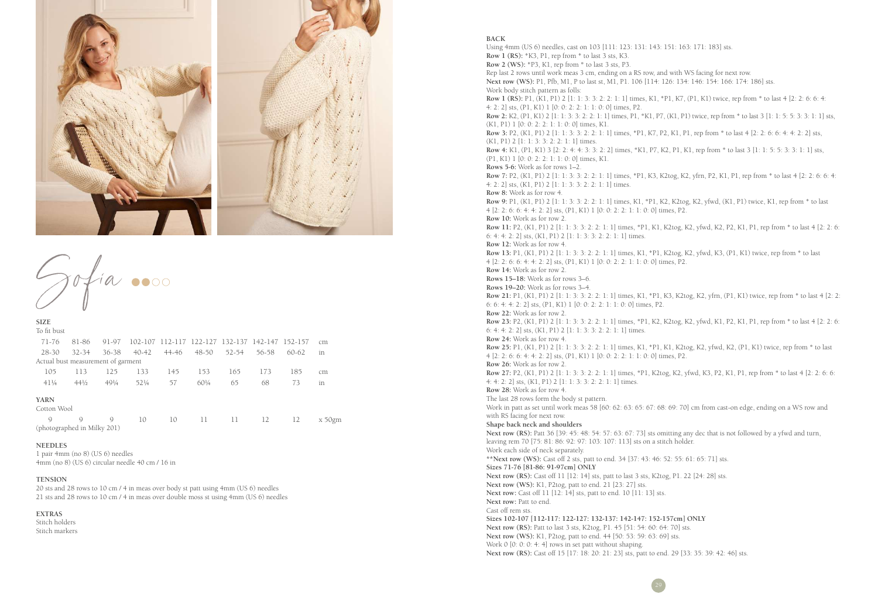# Sofia

## SIZE

To fit bust

| | | | | | | | | | |
|---|---|---|---|---|---|---|---|---|---|
| 71-76 | 81-86 | 91-97 | 102-107 | 112-117 | 122-127 | 132-137 | 142-147 | 152-157 | cm |
| 28-30 | 32-34 | 36-38 | 40-42 | 44-46 | 48-50 | 52-54 | 56-58 | 60-62 | in |

Actual bust measurement of garment

| | | | | | | | | | |
|---|---|---|---|---|---|---|---|---|---|
| 105 | 113 | 125 | 133 | 145 | 153 | 165 | 173 | 185 | cm |
| 41¼ | 44½ | 49¼ | 52¼ | 57 | 60¼ | 65 | 68 | 73 | in |

## YARN

Cotton Wool

| | | | | | | | | | |
|---|---|---|---|---|---|---|---|---|---|
| 9 | 9 | 9 | 10 | 10 | 11 | 11 | 12 | 12 | x 50gm |

(photographed in Milky 201)

## NEEDLES

1 pair 4mm (no 8) (US 6) needles
4mm (no 8) (US 6) circular needle 40 cm / 16 in

## TENSION

20 sts and 28 rows to 10 cm / 4 in meas over body st patt using 4mm (US 6) needles
21 sts and 28 rows to 10 cm / 4 in meas over double moss st using 4mm (US 6) needles

## EXTRAS

Stitch holders
Stitch markers

## BACK

Using 4mm (US 6) needles, cast on 103 [111: 123: 131: 143: 151: 163: 171: 183] sts.
**Row 1 (RS):** *K3, P1, rep from * to last 3 sts, K3.
**Row 2 (WS):** *P3, K1, rep from * to last 3 sts, P3.
Rep last 2 rows until work meas 3 cm, ending on a RS row, and with WS facing for next row.
**Next row (WS):** P1, Pfb, M1, P to last st, M1, P1. 106 [114: 126: 134: 146: 154: 166: 174: 186] sts.
Work body stitch pattern as folls:
**Row 1 (RS):** P1, (K1, P1) 2 [1: 1: 3: 3: 2: 2: 1: 1] times, K1, *P1, K7, (P1, K1) twice, rep from * to last 4 [2: 2: 6: 6: 4: 4: 2: 2] sts, (P1, K1) 1 [0: 0: 2: 2: 1: 1: 0: 0] times, P2.
**Row 2:** K2, (P1, K1) 2 [1: 1: 3: 3: 2: 2: 1: 1] times, P1, *K1, P7, (K1, P1) twice, rep from * to last 3 [1: 1: 5: 5: 3: 3: 1: 1] sts, (K1, P1) 1 [0: 0: 2: 2: 1: 1: 0: 0] times, K1.
**Row 3:** P2, (K1, P1) 2 [1: 1: 3: 3: 2: 2: 1: 1] times, *P1, K7, P2, K1, P1, rep from * to last 4 [2: 2: 6: 6: 4: 4: 2: 2] sts, (K1, P1) 2 [1: 1: 3: 3: 2: 2: 1: 1] times.
**Row 4:** K1, (P1, K1) 3 [2: 2: 4: 4: 3: 3: 2: 2] times, *K1, P7, K2, P1, K1, rep from * to last 3 [1: 1: 5: 5: 3: 3: 1: 1] sts, (P1, K1) 1 [0: 0: 2: 2: 1: 1: 0: 0] times, K1.
**Rows 5-6:** Work as for rows 1–2.
**Row 7:** P2, (K1, P1) 2 [1: 1: 3: 3: 2: 2: 1: 1] times, *P1, K3, K2tog, yfrn, P2, K1, P1, rep from * to last 4 [2: 2: 6: 6: 4: 4: 2: 2] sts, (K1, P1) 2 [1: 1: 3: 3: 2: 2: 1: 1] times.
**Row 8:** Work as for row 4.
**Row 9:** P1, (K1, P1) 2 [1: 1: 3: 3: 2: 2: 1: 1] times, K1, *P1, K2, K2tog, K2, yfwd, (K1, P1) twice, K1, rep from * to last 4 [2: 2: 6: 6: 4: 4: 2: 2] sts, (P1, K1) 1 [0: 0: 2: 2: 1: 1: 0: 0] times, P2.
**Row 10:** Work as for row 2.
**Row 11:** P2, (K1, P1) 2 [1: 1: 3: 3: 2: 2: 1: 1] times, *P1, K1, K2tog, K2, yfwd, K2, P2, K1, P1, rep from * to last 4 [2: 2: 6: 6: 4: 4: 2: 2] sts, (K1, P1) 2 [1: 1: 3: 3: 2: 2: 1: 1] times.
**Row 12:** Work as for row 4.
**Row 13:** P1, (K1, P1) 2 [1: 1: 3: 3: 2: 2: 1: 1] times, K1, *P1, K2tog, K2, yfwd, K3, (P1, K1) twice, rep from * to last 4 [2: 2: 6: 6: 4: 4: 2: 2] sts, (P1, K1) 1 [0: 0: 2: 2: 1: 1: 0: 0] times, P2.
**Row 14:** Work as for row 2.
**Rows 15–18:** Work as for rows 3–6.
**Rows 19–20:** Work as for rows 3–4.
**Row 21:** P1, (K1, P1) 2 [1: 1: 3: 3: 2: 2: 1: 1] times, K1, *P1, K3, K2tog, K2, yfrn, (P1, K1) twice, rep from * to last 4 [2: 2: 6: 6: 4: 4: 2: 2] sts, (P1, K1) 1 [0: 0: 2: 2: 1: 1: 0: 0] times, P2.
**Row 22:** Work as for row 2.
**Row 23:** P2, (K1, P1) 2 [1: 1: 3: 3: 2: 2: 1: 1] times, *P1, K2, K2tog, K2, yfwd, K1, P2, K1, P1, rep from * to last 4 [2: 2: 6: 6: 4: 4: 2: 2] sts, (K1, P1) 2 [1: 1: 3: 3: 2: 2: 1: 1] times.
**Row 24:** Work as for row 4.
**Row 25:** P1, (K1, P1) 2 [1: 1: 3: 3: 2: 2: 1: 1] times, K1, *P1, K1, K2tog, K2, yfwd, K2, (P1, K1) twice, rep from * to last 4 [2: 2: 6: 6: 4: 4: 2: 2] sts, (P1, K1) 1 [0: 0: 2: 2: 1: 1: 0: 0] times, P2.
**Row 26:** Work as for row 2.
**Row 27:** P2, (K1, P1) 2 [1: 1: 3: 3: 2: 2: 1: 1] times, *P1, K2tog, K2, yfwd, K3, P2, K1, P1, rep from * to last 4 [2: 2: 6: 6: 4: 4: 2: 2] sts, (K1, P1) 2 [1: 1: 3: 3: 2: 2: 1: 1] times.
**Row 28:** Work as for row 4.
The last 28 rows form the body st pattern.
Work in patt as set until work meas 58 [60: 62: 63: 65: 67: 68: 69: 70] cm from cast-on edge, ending on a WS row and with RS facing for next row.

### Shape back neck and shoulders

**Next row (RS):** Patt 36 [39: 45: 48: 54: 57: 63: 67: 73] sts omitting any dec that is not followed by a yfwd and turn, leaving rem 70 [75: 81: 86: 92: 97: 103: 107: 113] sts on a stitch holder.
Work each side of neck separately.
****Next row (WS):** Cast off 2 sts, patt to end. 34 [37: 43: 46: 52: 55: 61: 65: 71] sts.

**Sizes 71-76 [81-86: 91-97cm] ONLY**

**Next row (RS):** Cast off 11 [12: 14] sts, patt to last 3 sts, K2tog, P1. 22 [24: 28] sts.
**Next row (WS):** K1, P2tog, patt to end. 21 [23: 27] sts.
**Next row:** Cast off 11 [12: 14] sts, patt to end. 10 [11: 13] sts.
**Next row:** Patt to end.
Cast off rem sts.

**Sizes 102-107 [112-117: 122-127: 132-137: 142-147: 152-157cm] ONLY**

**Next row (RS):** Patt to last 3 sts, K2tog, P1. 45 [51: 54: 60: 64: 70] sts.
**Next row (WS):** K1, P2tog, patt to end. 44 [50: 53: 59: 63: 69] sts.
Work 0 [0: 0: 0: 4: 4] rows in set patt without shaping.
**Next row (RS):** Cast off 15 [17: 18: 20: 21: 23] sts, patt to end. 29 [33: 35: 39: 42: 46] sts.